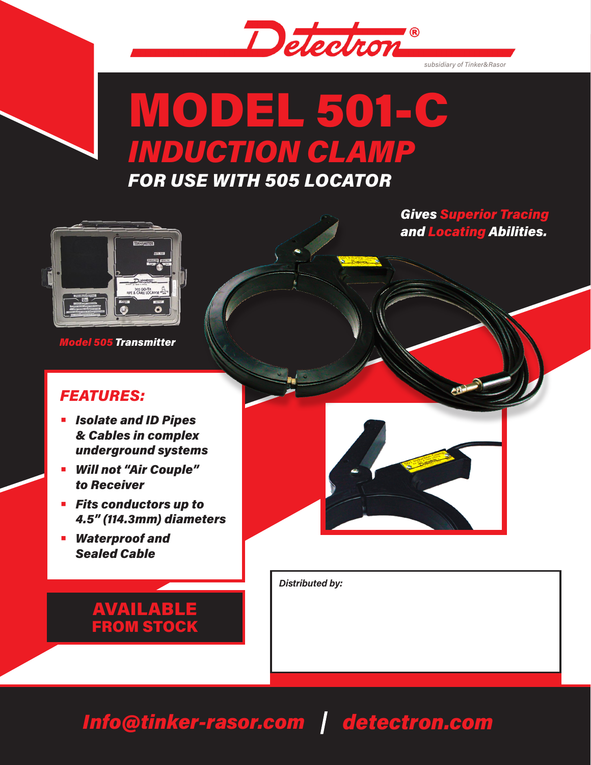Detectron®

subsidiary of Tinker&Rasor

# MODEL 501-C

## *INDUCTION CLAMP*

### *FOR USE WITH 505 LOCATOR*

***Gives Superior Tracing and Locating Abilities.***

***Model 505 Transmitter***

## *FEATURES:*

- ***Isolate and ID Pipes & Cables in complex underground systems***
- ***Will not "Air Couple" to Receiver***
- ***Fits conductors up to 4.5" (114.3mm) diameters***
- ***Waterproof and Sealed Cable***

**AVAILABLE FROM STOCK**

*Distributed by:*

***Info@tinker-rasor.com | detectron.com***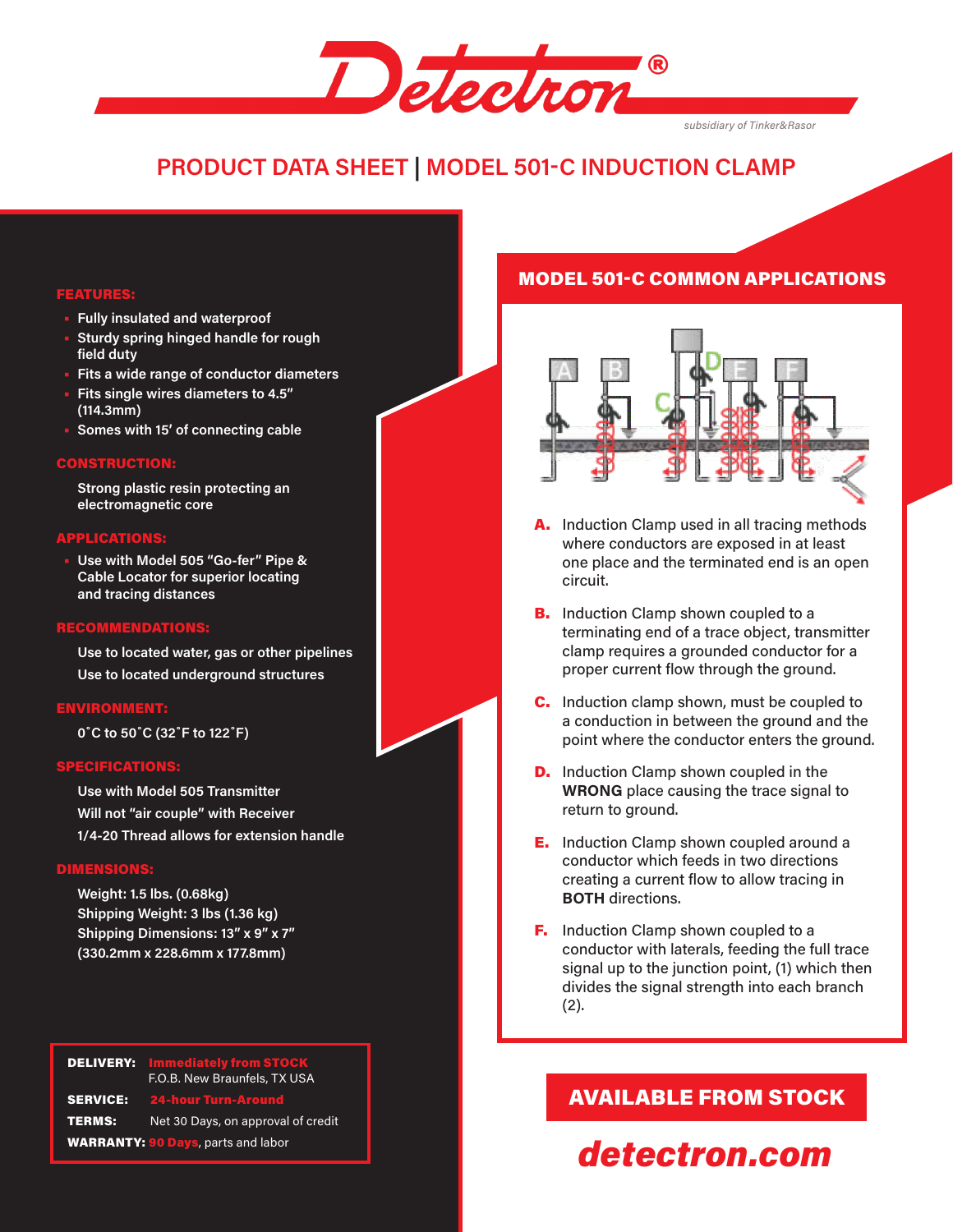# Detectron®

*subsidiary of Tinker&Rasor*

## PRODUCT DATA SHEET | MODEL 501-C INDUCTION CLAMP

### FEATURES:

- Fully insulated and waterproof
- Sturdy spring hinged handle for rough field duty
- Fits a wide range of conductor diameters
- Fits single wires diameters to 4.5" (114.3mm)
- Somes with 15' of connecting cable

### CONSTRUCTION:

Strong plastic resin protecting an electromagnetic core

### APPLICATIONS:

- Use with Model 505 "Go-fer" Pipe & Cable Locator for superior locating and tracing distances

### RECOMMENDATIONS:

Use to located water, gas or other pipelines

Use to located underground structures

### ENVIRONMENT:

0˚C to 50˚C (32˚F to 122˚F)

### SPECIFICATIONS:

Use with Model 505 Transmitter

Will not "air couple" with Receiver

1/4-20 Thread allows for extension handle

### DIMENSIONS:

Weight: 1.5 lbs. (0.68kg)

Shipping Weight: 3 lbs (1.36 kg)

Shipping Dimensions: 13" x 9" x 7" (330.2mm x 228.6mm x 177.8mm)

**DELIVERY:** **Immediately from STOCK**
F.O.B. New Braunfels, TX USA

**SERVICE:** **24-hour Turn-Around**

**TERMS:** Net 30 Days, on approval of credit

**WARRANTY:** **90 Days**, parts and labor

## MODEL 501-C COMMON APPLICATIONS

A B C D E F

**A.** Induction Clamp used in all tracing methods where conductors are exposed in at least one place and the terminated end is an open circuit.

**B.** Induction Clamp shown coupled to a terminating end of a trace object, transmitter clamp requires a grounded conductor for a proper current flow through the ground.

**C.** Induction clamp shown, must be coupled to a conduction in between the ground and the point where the conductor enters the ground.

**D.** Induction Clamp shown coupled in the **WRONG** place causing the trace signal to return to ground.

**E.** Induction Clamp shown coupled around a conductor which feeds in two directions creating a current flow to allow tracing in **BOTH** directions.

**F.** Induction Clamp shown coupled to a conductor with laterals, feeding the full trace signal up to the junction point, (1) which then divides the signal strength into each branch (2).

**AVAILABLE FROM STOCK**

***detectron.com***